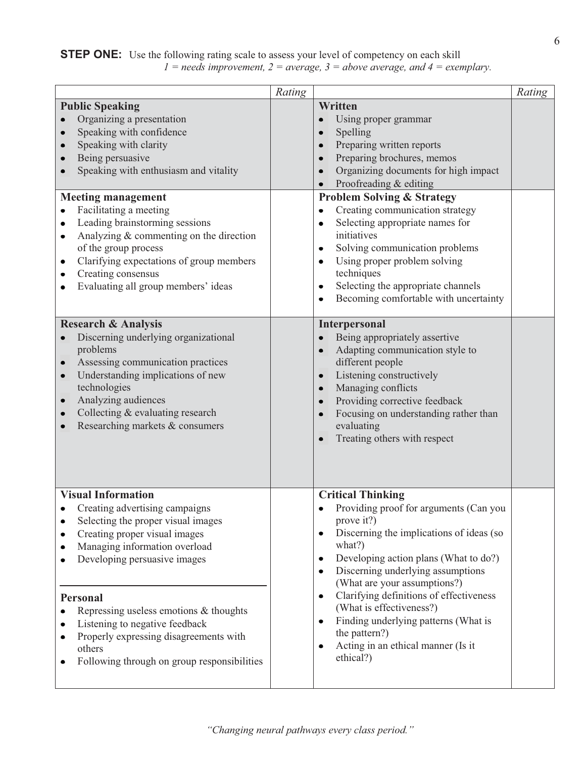**STEP ONE:** Use the following rating scale to assess your level of competency on each skill
*1 = needs improvement, 2 = average, 3 = above average, and 4 = exemplary.*

| | *Rating* | | *Rating* |
|---|---|---|---|
| **Public Speaking**<br>• Organizing a presentation<br>• Speaking with confidence<br>• Speaking with clarity<br>• Being persuasive<br>• Speaking with enthusiasm and vitality | | **Written**<br>• Using proper grammar<br>• Spelling<br>• Preparing written reports<br>• Preparing brochures, memos<br>• Organizing documents for high impact<br>• Proofreading & editing | |
| **Meeting management**<br>• Facilitating a meeting<br>• Leading brainstorming sessions<br>• Analyzing & commenting on the direction of the group process<br>• Clarifying expectations of group members<br>• Creating consensus<br>• Evaluating all group members' ideas | | **Problem Solving & Strategy**<br>• Creating communication strategy<br>• Selecting appropriate names for initiatives<br>• Solving communication problems<br>• Using proper problem solving techniques<br>• Selecting the appropriate channels<br>• Becoming comfortable with uncertainty | |
| **Research & Analysis**<br>• Discerning underlying organizational problems<br>• Assessing communication practices<br>• Understanding implications of new technologies<br>• Analyzing audiences<br>• Collecting & evaluating research<br>• Researching markets & consumers | | **Interpersonal**<br>• Being appropriately assertive<br>• Adapting communication style to different people<br>• Listening constructively<br>• Managing conflicts<br>• Providing corrective feedback<br>• Focusing on understanding rather than evaluating<br>• Treating others with respect | |
| **Visual Information**<br>• Creating advertising campaigns<br>• Selecting the proper visual images<br>• Creating proper visual images<br>• Managing information overload<br>• Developing persuasive images | | **Critical Thinking**<br>• Providing proof for arguments (Can you prove it?)<br>• Discerning the implications of ideas (so what?)<br>• Developing action plans (What to do?)<br>• Discerning underlying assumptions (What are your assumptions?)<br>• Clarifying definitions of effectiveness (What is effectiveness?)<br>• Finding underlying patterns (What is the pattern?)<br>• Acting in an ethical manner (Is it ethical?) | |
| **Personal**<br>• Repressing useless emotions & thoughts<br>• Listening to negative feedback<br>• Properly expressing disagreements with others<br>• Following through on group responsibilities | | | |

*"Changing neural pathways every class period."*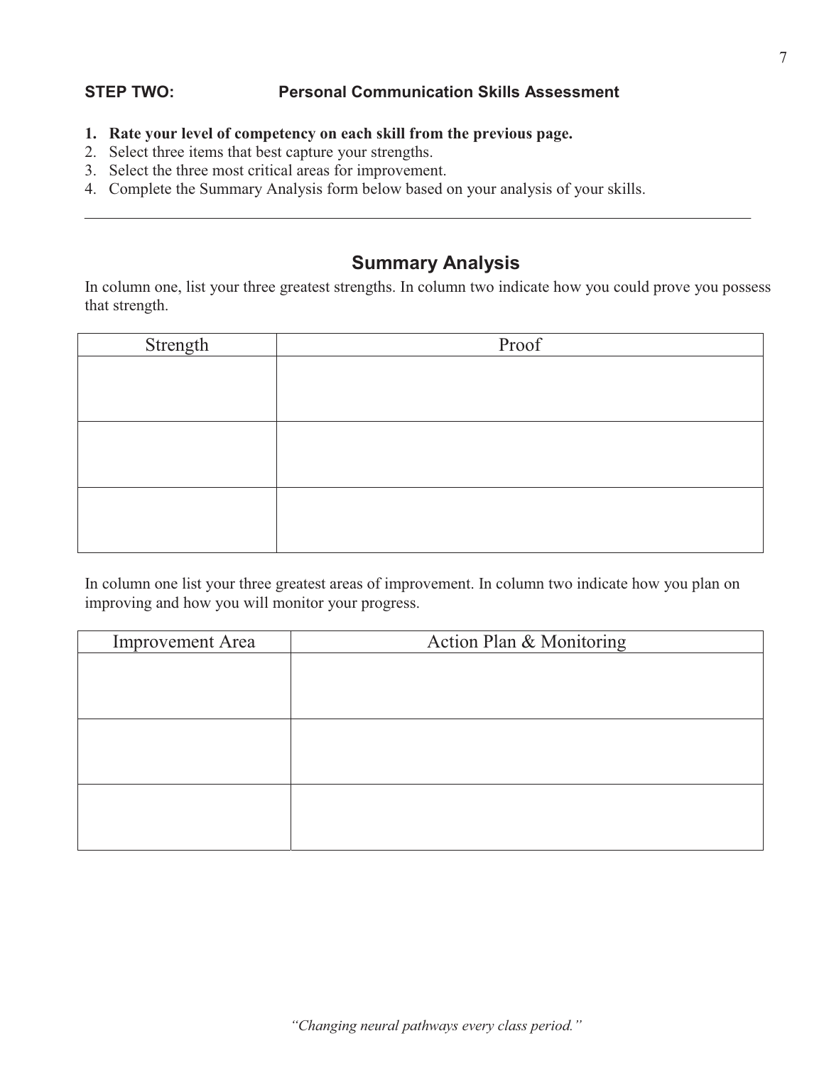**STEP TWO: Personal Communication Skills Assessment**

1. **Rate your level of competency on each skill from the previous page.**
2. Select three items that best capture your strengths.
3. Select the three most critical areas for improvement.
4. Complete the Summary Analysis form below based on your analysis of your skills.

---

## Summary Analysis

In column one, list your three greatest strengths. In column two indicate how you could prove you possess that strength.

| Strength | Proof |
|---|---|
| | |
| | |
| | |

In column one list your three greatest areas of improvement. In column two indicate how you plan on improving and how you will monitor your progress.

| Improvement Area | Action Plan & Monitoring |
|---|---|
| | |
| | |
| | |

*"Changing neural pathways every class period."*